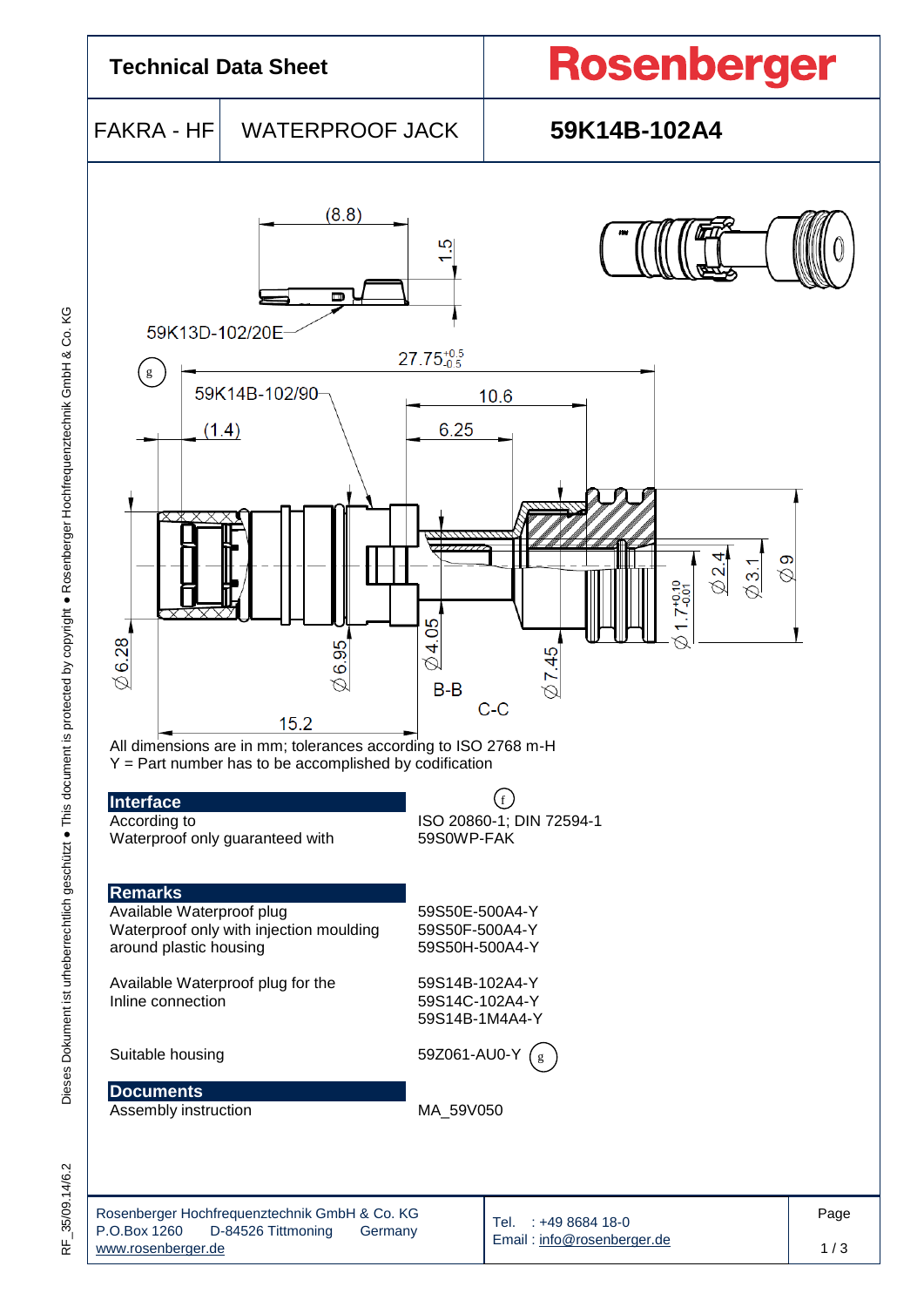# Technical Data Sheet

**Rosenberger**

| FAKRA - HF | WATERPROOF JACK | **59K14B-102A4** |
|---|---|---|

59K13D-102/20E

59K14B-102/90

B-B

C-C

All dimensions are in mm; tolerances according to ISO 2768 m-H
Y = Part number has to be accomplished by codification

## Interface

| | |
|---|---|
| According to | ISO 20860-1; DIN 72594-1 |
| Waterproof only guaranteed with | 59S0WP-FAK |

## Remarks

| | |
|---|---|
| Available Waterproof plug<br>Waterproof only with injection moulding around plastic housing | 59S50E-500A4-Y<br>59S50F-500A4-Y<br>59S50H-500A4-Y |
| Available Waterproof plug for the Inline connection | 59S14B-102A4-Y<br>59S14C-102A4-Y<br>59S14B-1M4A4-Y |
| Suitable housing | 59Z061-AU0-Y |

## Documents

| | |
|---|---|
| Assembly instruction | MA_59V050 |

Rosenberger Hochfrequenztechnik GmbH & Co. KG
P.O.Box 1260 D-84526 Tittmoning Germany
www.rosenberger.de

Tel. : +49 8684 18-0
Email : info@rosenberger.de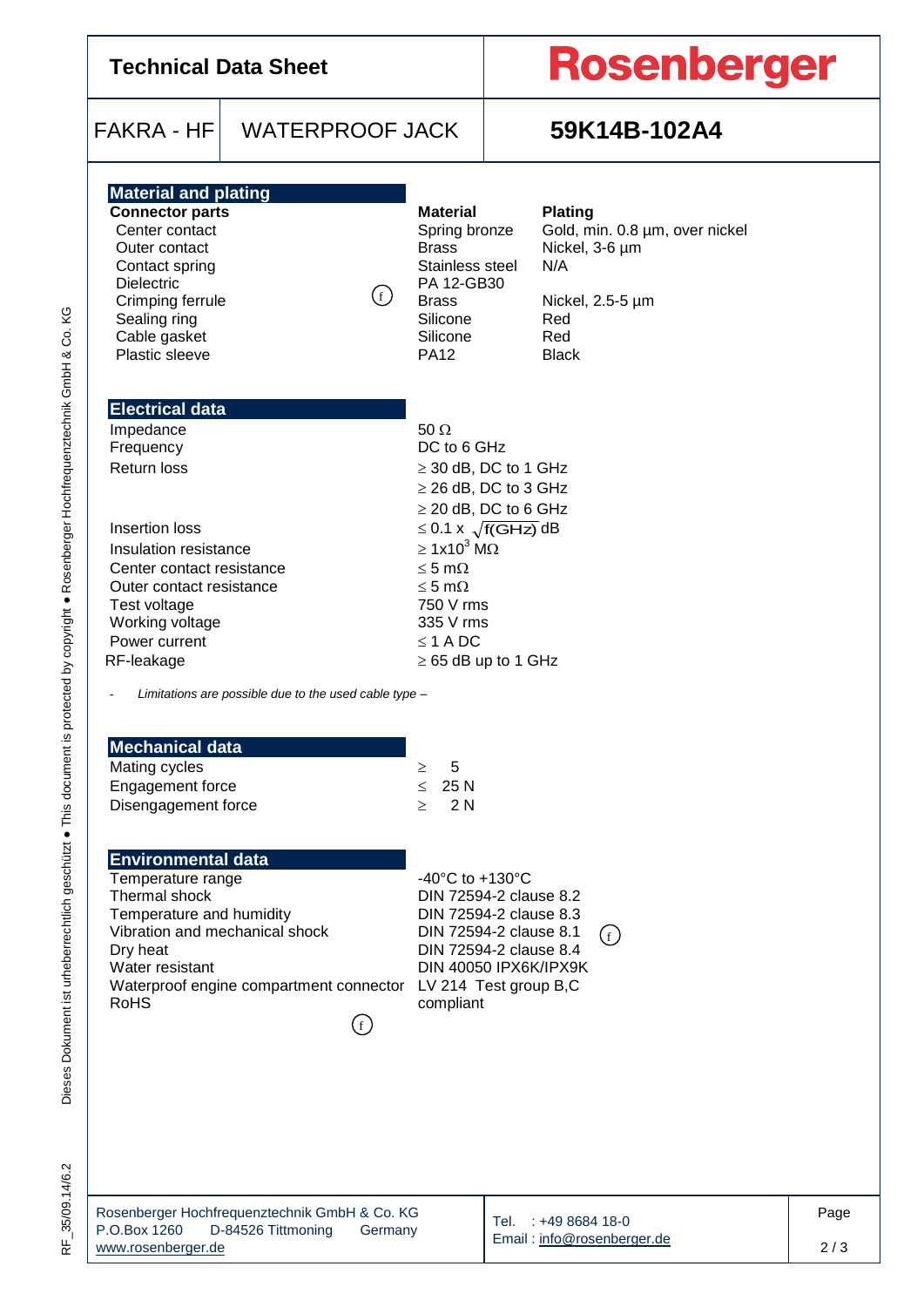# Technical Data Sheet

**Rosenberger**

| FAKRA - HF | WATERPROOF JACK | 59K14B-102A4 |
|---|---|---|

## Material and plating

| Connector parts | Material | Plating |
|---|---|---|
| Center contact | Spring bronze | Gold, min. 0.8 µm, over nickel |
| Outer contact | Brass | Nickel, 3-6 µm |
| Contact spring | Stainless steel | N/A |
| Dielectric | PA 12-GB30 | |
| Crimping ferrule (f) | Brass | Nickel, 2.5-5 µm |
| Sealing ring | Silicone | Red |
| Cable gasket | Silicone | Red |
| Plastic sleeve | PA12 | Black |

## Electrical data

| | |
|---|---|
| Impedance | 50 Ω |
| Frequency | DC to 6 GHz |
| Return loss | ≥ 30 dB, DC to 1 GHz |
| | ≥ 26 dB, DC to 3 GHz |
| | ≥ 20 dB, DC to 6 GHz |
| Insertion loss | ≤ 0.1 x $\sqrt{f(GHz)}$ dB |
| Insulation resistance | ≥ $1x10^3$ MΩ |
| Center contact resistance | ≤ 5 mΩ |
| Outer contact resistance | ≤ 5 mΩ |
| Test voltage | 750 V rms |
| Working voltage | 335 V rms |
| Power current | ≤ 1 A DC |
| RF-leakage | ≥ 65 dB up to 1 GHz |

- *Limitations are possible due to the used cable type –*

## Mechanical data

| | |
|---|---|
| Mating cycles | ≥ 5 |
| Engagement force | ≤ 25 N |
| Disengagement force | ≥ 2 N |

## Environmental data

| | |
|---|---|
| Temperature range | -40°C to +130°C |
| Thermal shock | DIN 72594-2 clause 8.2 |
| Temperature and humidity | DIN 72594-2 clause 8.3 |
| Vibration and mechanical shock | DIN 72594-2 clause 8.1 (f) |
| Dry heat | DIN 72594-2 clause 8.4 |
| Water resistant | DIN 40050 IPX6K/IPX9K |
| Waterproof engine compartment connector | LV 214 Test group B,C |
| RoHS (f) | compliant |

Dieses Dokument ist urheberrechtlich geschützt ● This document is protected by copyright ● Rosenberger Hochfrequenztechnik GmbH & Co. KG

RF_35/09.14/6.2

Rosenberger Hochfrequenztechnik GmbH & Co. KG
P.O.Box 1260 D-84526 Tittmoning Germany
www.rosenberger.de

Tel. : +49 8684 18-0
Email : info@rosenberger.de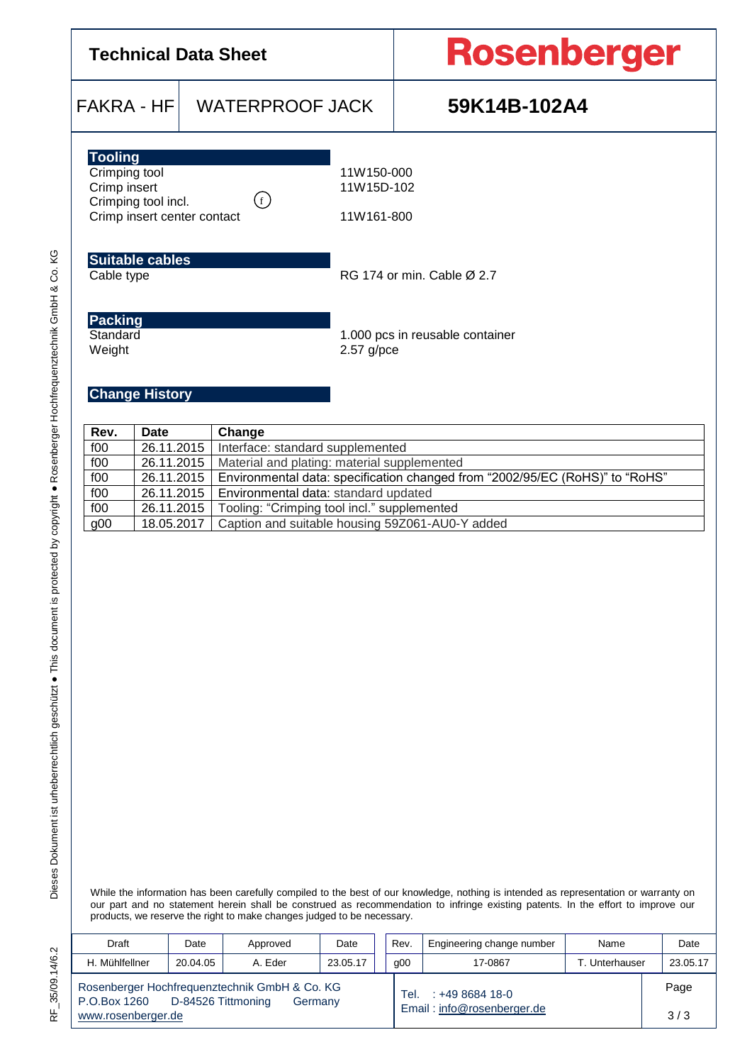# Technical Data Sheet

**Rosenberger**

| FAKRA - HF | WATERPROOF JACK | **59K14B-102A4** |
|---|---|---|

## Tooling

| | |
|---|---|
| Crimping tool | 11W150-000 |
| Crimp insert | 11W15D-102 |
| Crimping tool incl. (f) | |
| Crimp insert center contact | 11W161-800 |

## Suitable cables

| | |
|---|---|
| Cable type | RG 174 or min. Cable Ø 2.7 |

## Packing

| | |
|---|---|
| Standard | 1.000 pcs in reusable container |
| Weight | 2.57 g/pce |

## Change History

| Rev. | Date | Change |
|---|---|---|
| f00 | 26.11.2015 | Interface: standard supplemented |
| f00 | 26.11.2015 | Material and plating: material supplemented |
| f00 | 26.11.2015 | Environmental data: specification changed from "2002/95/EC (RoHS)" to "RoHS" |
| f00 | 26.11.2015 | Environmental data: standard updated |
| f00 | 26.11.2015 | Tooling: "Crimping tool incl." supplemented |
| g00 | 18.05.2017 | Caption and suitable housing 59Z061-AU0-Y added |

While the information has been carefully compiled to the best of our knowledge, nothing is intended as representation or warranty on our part and no statement herein shall be construed as recommendation to infringe existing patents. In the effort to improve our products, we reserve the right to make changes judged to be necessary.

| Draft | Date | Approved | Date | Rev. | Engineering change number | Name | Date |
|---|---|---|---|---|---|---|---|
| H. Mühlfellner | 20.04.05 | A. Eder | 23.05.17 | g00 | 17-0867 | T. Unterhauser | 23.05.17 |

Rosenberger Hochfrequenztechnik GmbH & Co. KG
P.O.Box 1260 D-84526 Tittmoning Germany
www.rosenberger.de

Tel. : +49 8684 18-0
Email : info@rosenberger.de

Dieses Dokument ist urheberrechtlich geschützt ● This document is protected by copyright ● Rosenberger Hochfrequenztechnik GmbH & Co. KG

RF_35/09.14/6.2